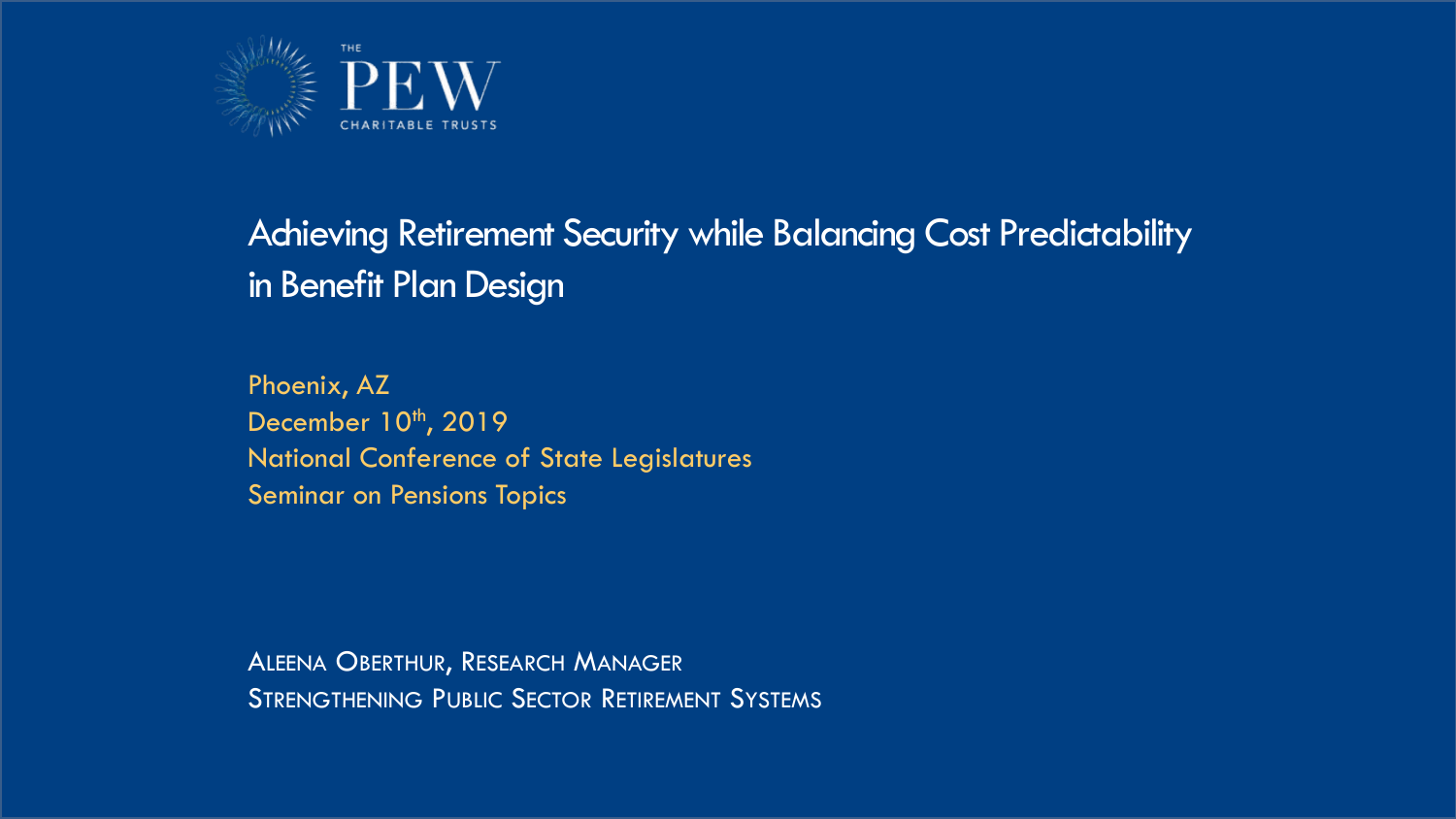THE PEW CHARITABLE TRUSTS

# Achieving Retirement Security while Balancing Cost Predictability in Benefit Plan Design

Phoenix, AZ
December 10th, 2019
National Conference of State Legislatures
Seminar on Pensions Topics

Aleena Oberthur, Research Manager
Strengthening Public Sector Retirement Systems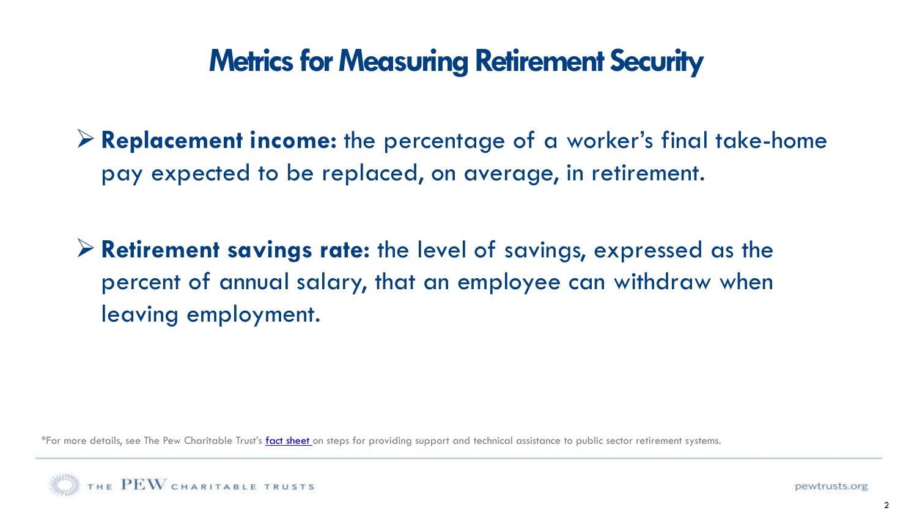# Metrics for Measuring Retirement Security

- **Replacement income:** the percentage of a worker's final take-home pay expected to be replaced, on average, in retirement.

- **Retirement savings rate:** the level of savings, expressed as the percent of annual salary, that an employee can withdraw when leaving employment.

*For more details, see The Pew Charitable Trust's [fact sheet](#) on steps for providing support and technical assistance to public sector retirement systems.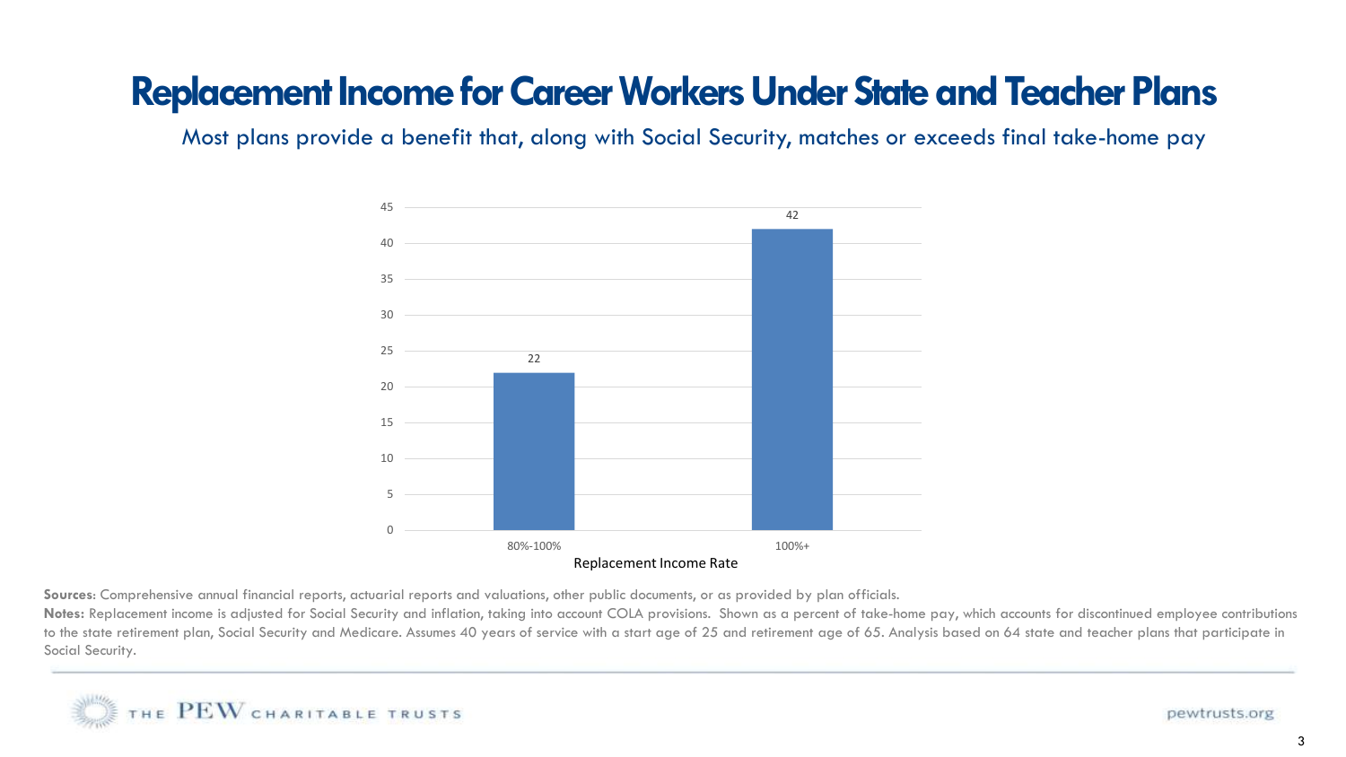# Replacement Income for Career Workers Under State and Teacher Plans

Most plans provide a benefit that, along with Social Security, matches or exceeds final take-home pay

| Replacement Income Rate | Number of plans |
|---|---|
| 80%-100% | 22 |
| 100%+ | 42 |

**Sources**: Comprehensive annual financial reports, actuarial reports and valuations, other public documents, or as provided by plan officials.

**Notes:** Replacement income is adjusted for Social Security and inflation, taking into account COLA provisions. Shown as a percent of take-home pay, which accounts for discontinued employee contributions to the state retirement plan, Social Security and Medicare. Assumes 40 years of service with a start age of 25 and retirement age of 65. Analysis based on 64 state and teacher plans that participate in Social Security.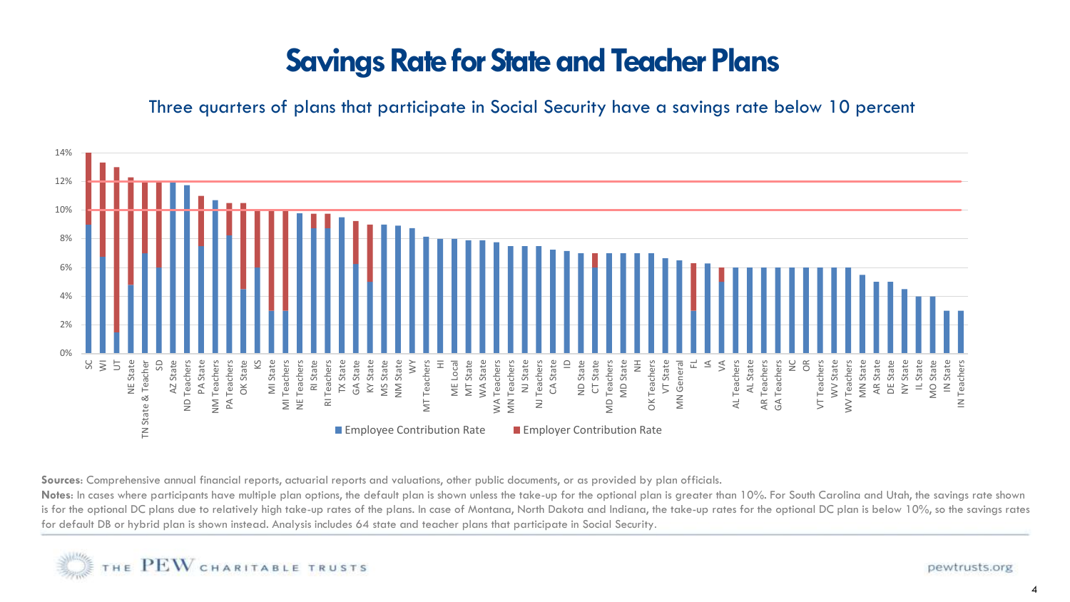# Savings Rate for State and Teacher Plans

## Three quarters of plans that participate in Social Security have a savings rate below 10 percent

Legend: Employee Contribution Rate; Employer Contribution Rate

Plans (x-axis): SC, WI, UT, NE State, TN State & Teacher, SD, AZ State, ND Teachers, PA State, NM Teachers, PA Teachers, OK State, KS, MI State, MI Teachers, NE Teachers, RI State, RI Teachers, TX State, GA State, KY State, MS State, NM State, WY, MT Teachers, HI, ME Local, MT State, WA State, WA Teachers, MN Teachers, NJ State, NJ Teachers, CA State, ID, ND State, CT State, MD Teachers, MD State, NH, OK Teachers, VT State, MN General, FL, IA, VA, AL Teachers, AL State, AR Teachers, GA Teachers, NC, OR, VT Teachers, WV State, WV Teachers, MN State, AR State, DE State, NY State, IL State, MO State, IN State, IN Teachers

Y-axis: 0%, 2%, 4%, 6%, 8%, 10%, 12%, 14%

**Sources**: Comprehensive annual financial reports, actuarial reports and valuations, other public documents, or as provided by plan officials.

**Notes**: In cases where participants have multiple plan options, the default plan is shown unless the take-up for the optional plan is greater than 10%. For South Carolina and Utah, the savings rate shown is for the optional DC plans due to relatively high take-up rates of the plans. In case of Montana, North Dakota and Indiana, the take-up rates for the optional DC plan is below 10%, so the savings rates for default DB or hybrid plan is shown instead. Analysis includes 64 state and teacher plans that participate in Social Security.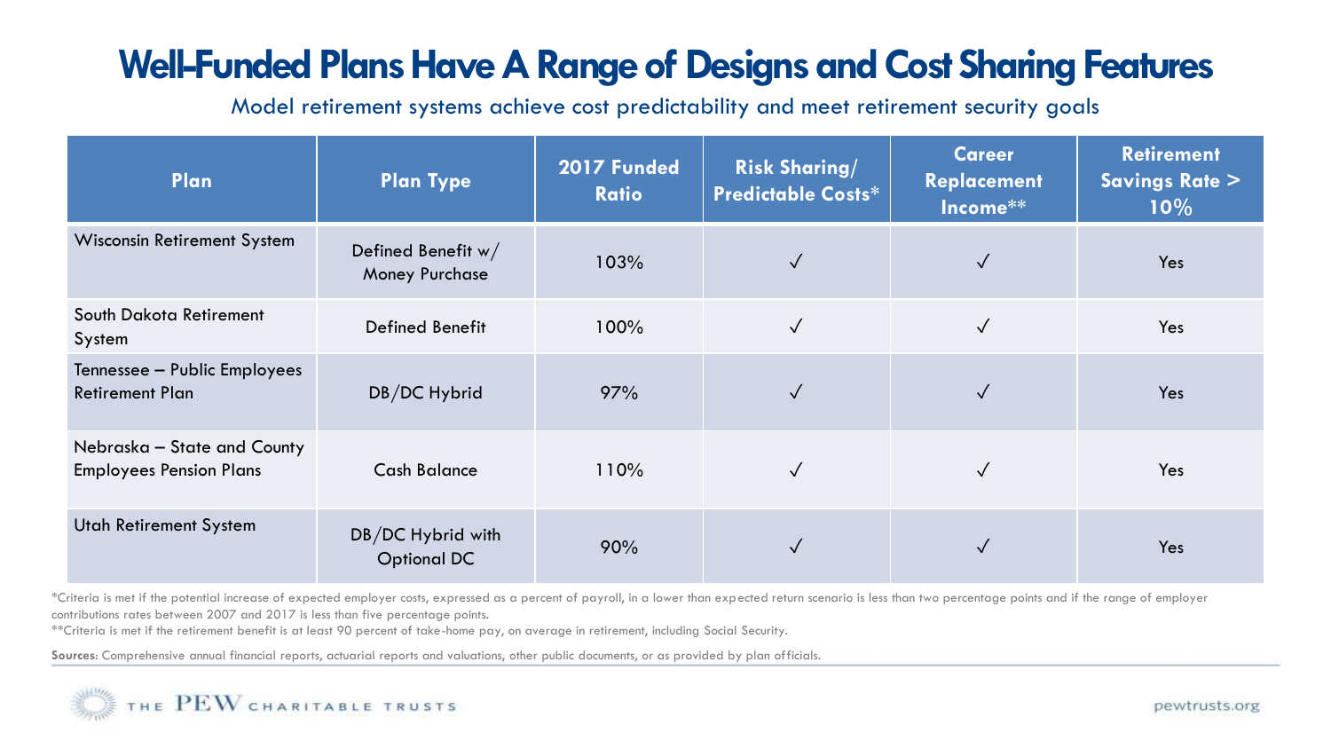# Well-Funded Plans Have A Range of Designs and Cost Sharing Features

Model retirement systems achieve cost predictability and meet retirement security goals

| Plan | Plan Type | 2017 Funded Ratio | Risk Sharing/ Predictable Costs* | Career Replacement Income** | Retirement Savings Rate > 10% |
|---|---|---|---|---|---|
| Wisconsin Retirement System | Defined Benefit w/ Money Purchase | 103% | ✓ | ✓ | Yes |
| South Dakota Retirement System | Defined Benefit | 100% | ✓ | ✓ | Yes |
| Tennessee – Public Employees Retirement Plan | DB/DC Hybrid | 97% | ✓ | ✓ | Yes |
| Nebraska – State and County Employees Pension Plans | Cash Balance | 110% | ✓ | ✓ | Yes |
| Utah Retirement System | DB/DC Hybrid with Optional DC | 90% | ✓ | ✓ | Yes |

*Criteria is met if the potential increase of expected employer costs, expressed as a percent of payroll, in a lower than expected return scenario is less than two percentage points and if the range of employer contributions rates between 2007 and 2017 is less than five percentage points.

**Criteria is met if the retirement benefit is at least 90 percent of take-home pay, on average in retirement, including Social Security.

**Sources:** Comprehensive annual financial reports, actuarial reports and valuations, other public documents, or as provided by plan officials.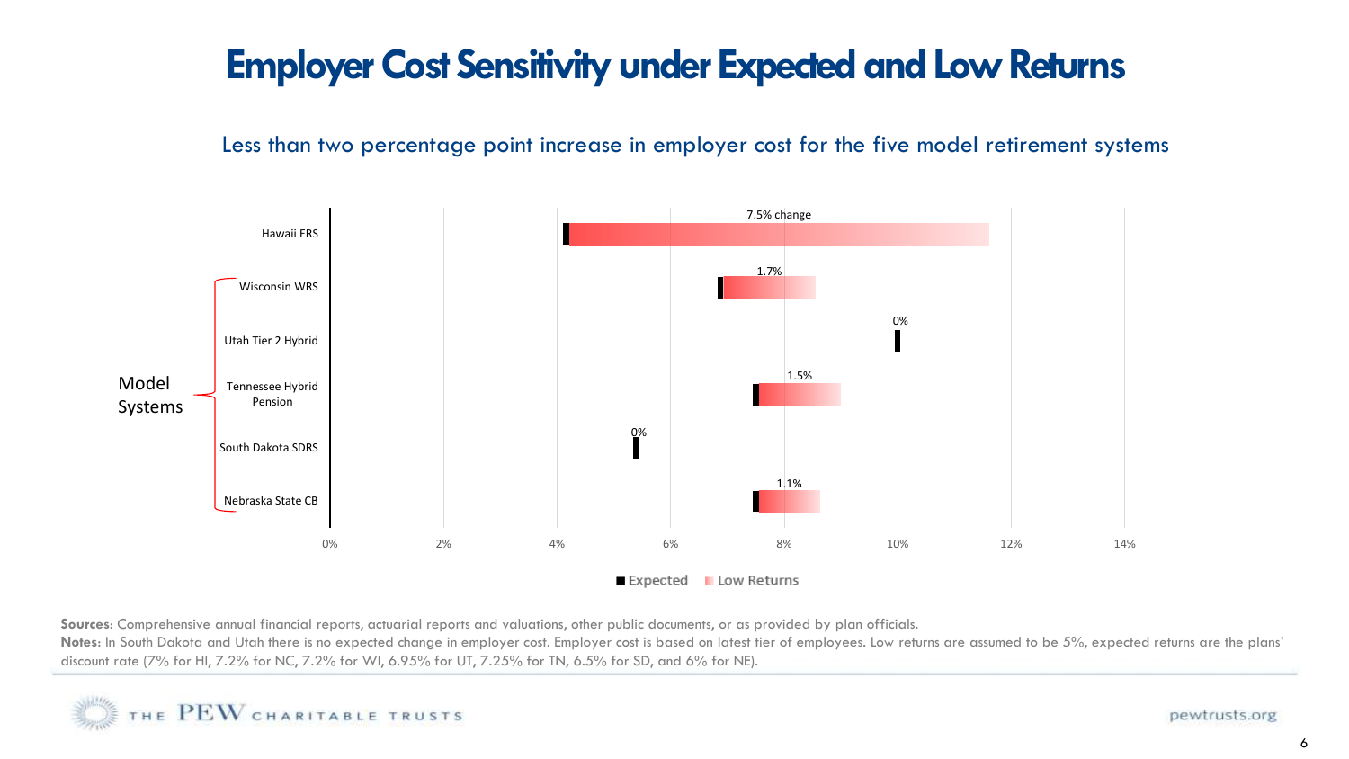# Employer Cost Sensitivity under Expected and Low Returns

Less than two percentage point increase in employer cost for the five model retirement systems

| System | Change |
|---|---|
| Hawaii ERS | 7.5% change |
| Wisconsin WRS | 1.7% |
| Utah Tier 2 Hybrid | 0% |
| Tennessee Hybrid Pension | 1.5% |
| South Dakota SDRS | 0% |
| Nebraska State CB | 1.1% |

Model Systems: Wisconsin WRS, Utah Tier 2 Hybrid, Tennessee Hybrid Pension, South Dakota SDRS, Nebraska State CB

0% 2% 4% 6% 8% 10% 12% 14%

■ Expected ■ Low Returns

**Sources**: Comprehensive annual financial reports, actuarial reports and valuations, other public documents, or as provided by plan officials.

**Notes**: In South Dakota and Utah there is no expected change in employer cost. Employer cost is based on latest tier of employees. Low returns are assumed to be 5%, expected returns are the plans' discount rate (7% for HI, 7.2% for NC, 7.2% for WI, 6.95% for UT, 7.25% for TN, 6.5% for SD, and 6% for NE).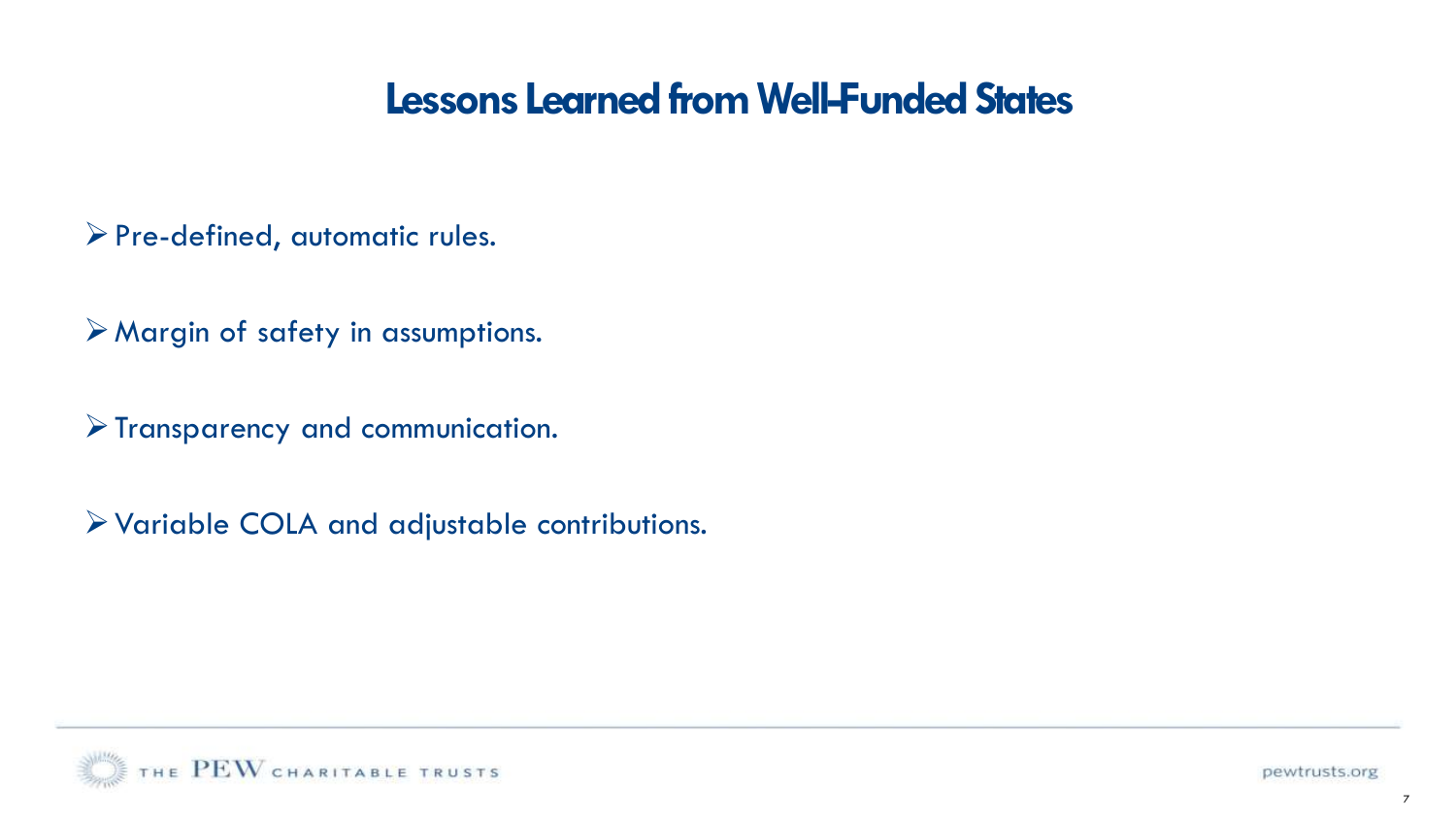# Lessons Learned from Well-Funded States

- Pre-defined, automatic rules.
- Margin of safety in assumptions.
- Transparency and communication.
- Variable COLA and adjustable contributions.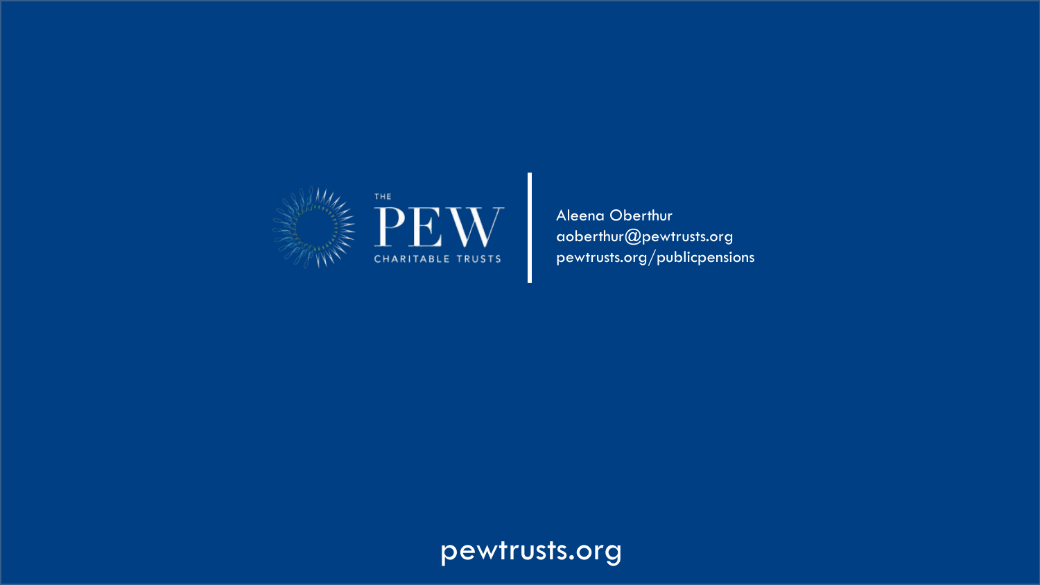THE PEW CHARITABLE TRUSTS

Aleena Oberthur
aoberthur@pewtrusts.org
pewtrusts.org/publicpensions

pewtrusts.org